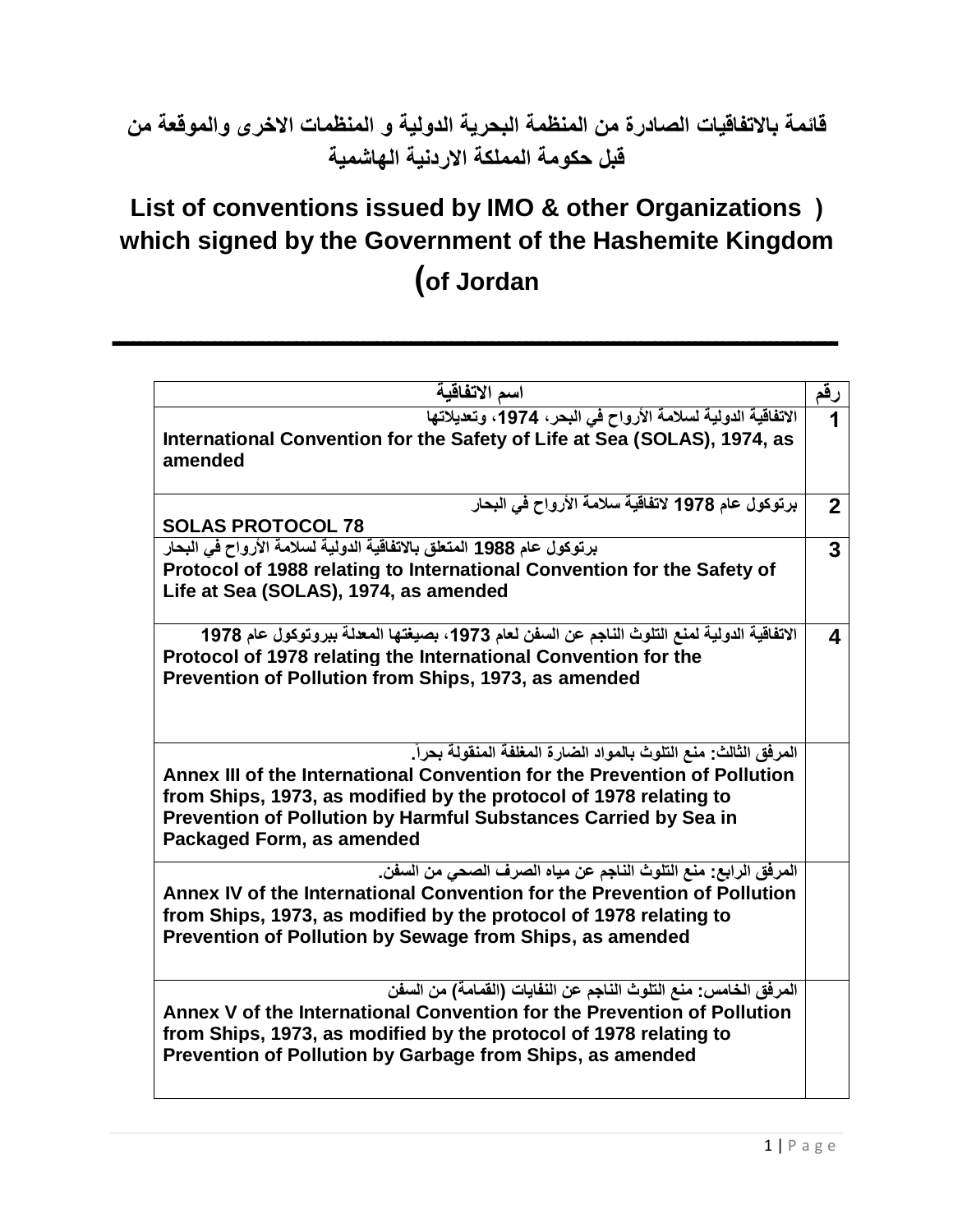# قائمة بالاتفاقيات الصادرة من المنظمة البحرية الدولية و المنظمات الاخرى والموقعة من قبل حكومة المملكة الاردنية الهاشمية

# List of conventions issued by IMO & other Organizations ) which signed by the Government of the Hashemite Kingdom (of Jordan

| اسم الاتفاقية | رقم |
|---|---|
| الاتفاقية الدولية لسلامة الأرواح في البحر، 1974، وتعديلاتها<br>**International Convention for the Safety of Life at Sea (SOLAS), 1974, as amended** | 1 |
| برتوكول عام 1978 لاتفاقية سلامة الأرواح في البحار<br>**SOLAS PROTOCOL 78** | 2 |
| برتوكول عام 1988 المتعلق بالاتفاقية الدولية لسلامة الأرواح في البحار<br>**Protocol of 1988 relating to International Convention for the Safety of Life at Sea (SOLAS), 1974, as amended** | 3 |
| الاتفاقية الدولية لمنع التلوث الناجم عن السفن لعام 1973، بصيغتها المعدلة ببروتوكول عام 1978<br>**Protocol of 1978 relating the International Convention for the Prevention of Pollution from Ships, 1973, as amended** | 4 |
| المرفق الثالث: منع التلوث بالمواد الضارة المغلفة المنقولة بحراً.<br>**Annex III of the International Convention for the Prevention of Pollution from Ships, 1973, as modified by the protocol of 1978 relating to Prevention of Pollution by Harmful Substances Carried by Sea in Packaged Form, as amended** | |
| المرفق الرابع: منع التلوث الناجم عن مياه الصرف الصحي من السفن.<br>**Annex IV of the International Convention for the Prevention of Pollution from Ships, 1973, as modified by the protocol of 1978 relating to Prevention of Pollution by Sewage from Ships, as amended** | |
| المرفق الخامس: منع التلوث الناجم عن النفايات (القمامة) من السفن<br>**Annex V of the International Convention for the Prevention of Pollution from Ships, 1973, as modified by the protocol of 1978 relating to Prevention of Pollution by Garbage from Ships, as amended** | |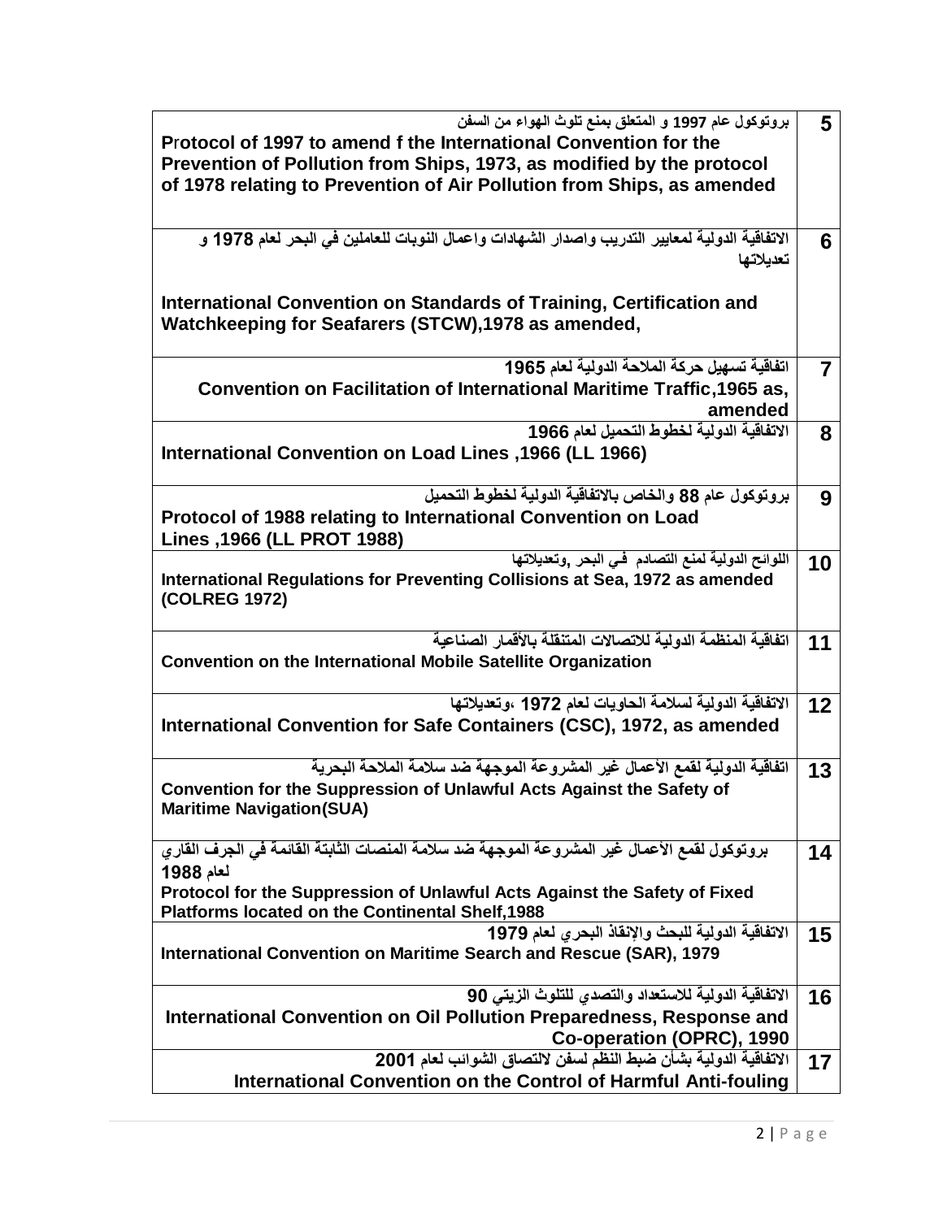| | |
|---|---|
| بروتوكول عام 1997 و المتعلق بمنع تلوث الهواء من السفن<br>**Protocol of 1997 to amend f the International Convention for the Prevention of Pollution from Ships, 1973, as modified by the protocol of 1978 relating to Prevention of Air Pollution from Ships, as amended** | **5** |
| الاتفاقية الدولية لمعايير التدريب واصدار الشهادات واعمال النوبات للعاملين في البحر لعام 1978 و تعديلاتها<br>**International Convention on Standards of Training, Certification and Watchkeeping for Seafarers (STCW),1978 as amended,** | **6** |
| اتفاقية تسهيل حركة الملاحة الدولية لعام 1965<br>**Convention on Facilitation of International Maritime Traffic,1965 as, amended** | **7** |
| الاتفاقية الدولية لخطوط التحميل لعام 1966<br>**International Convention on Load Lines ,1966 (LL 1966)** | **8** |
| بروتوكول عام 88 والخاص بالاتفاقية الدولية لخطوط التحميل<br>**Protocol of 1988 relating to International Convention on Load Lines ,1966 (LL PROT 1988)** | **9** |
| اللوائح الدولية لمنع التصادم في البحر ,وتعديلاتها<br>**International Regulations for Preventing Collisions at Sea, 1972 as amended (COLREG 1972)** | **10** |
| اتفاقية المنظمة الدولية للاتصالات المتنقلة بالأقمار الصناعية<br>**Convention on the International Mobile Satellite Organization** | **11** |
| الاتفاقية الدولية لسلامة الحاويات لعام 1972 ،وتعديلاتها<br>**International Convention for Safe Containers (CSC), 1972, as amended** | **12** |
| اتفاقية الدولية لقمع الأعمال غير المشروعة الموجهة ضد سلامة الملاحة البحرية<br>**Convention for the Suppression of Unlawful Acts Against the Safety of Maritime Navigation(SUA)** | **13** |
| بروتوكول لقمع الأعمال غير المشروعة الموجهة ضد سلامة المنصات الثابتة القائمة في الجرف القاري لعام 1988<br>**Protocol for the Suppression of Unlawful Acts Against the Safety of Fixed Platforms located on the Continental Shelf,1988** | **14** |
| الاتفاقية الدولية للبحث والإنقاذ البحري لعام 1979<br>**International Convention on Maritime Search and Rescue (SAR), 1979** | **15** |
| الاتفاقية الدولية للاستعداد والتصدي للتلوث الزيتي 90<br>**International Convention on Oil Pollution Preparedness, Response and Co-operation (OPRC), 1990** | **16** |
| الاتفاقية الدولية بشأن ضبط النظم لسفن لالتصاق الشوائب لعام 2001<br>**International Convention on the Control of Harmful Anti-fouling** | **17** |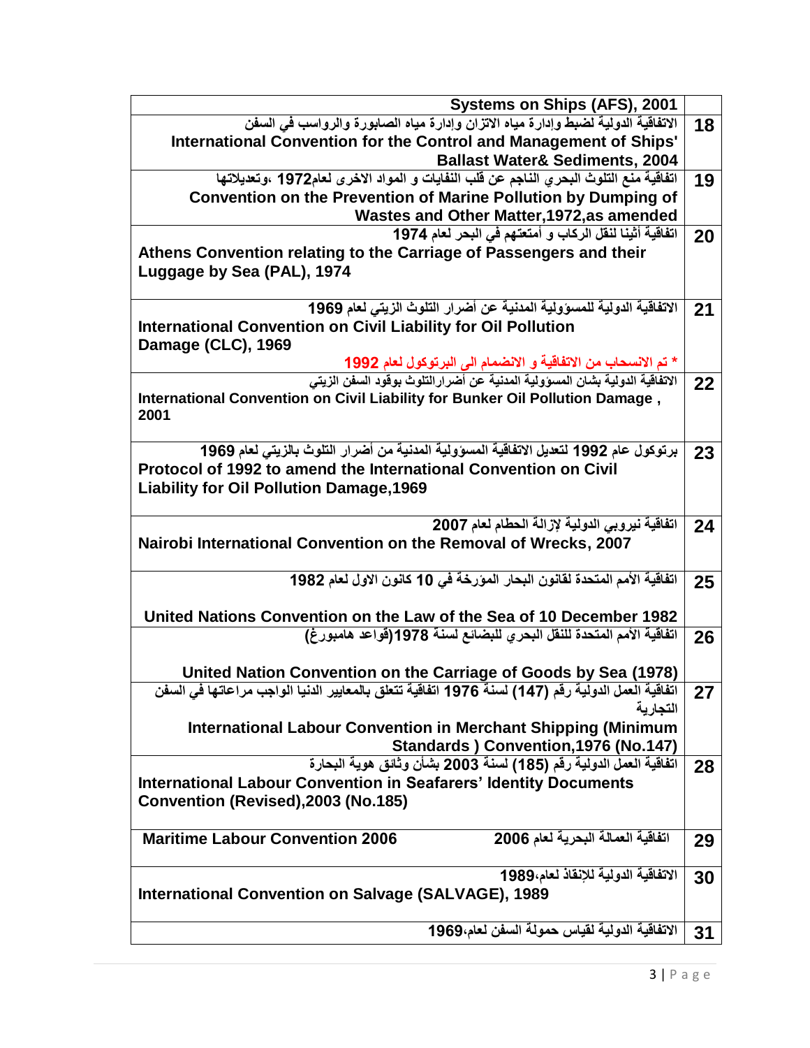| | |
|---|---|
| Systems on Ships (AFS), 2001 | |
| الاتفاقية الدولية لضبط وإدارة مياه الاتزان وإدارة مياه الصابورة والرواسب في السفن<br>International Convention for the Control and Management of Ships' Ballast Water& Sediments, 2004 | 18 |
| اتفاقية منع التلوث البحري الناجم عن قلب النفايات و المواد الاخرى لعام1972 ،وتعديلاتها<br>Convention on the Prevention of Marine Pollution by Dumping of Wastes and Other Matter,1972,as amended | 19 |
| اتفاقية أثينا لنقل الركاب و أمتعتهم في البحر لعام 1974<br>Athens Convention relating to the Carriage of Passengers and their Luggage by Sea (PAL), 1974 | 20 |
| الاتفاقية الدولية للمسؤولية المدنية عن أضرار التلوث الزيتي لعام 1969<br>International Convention on Civil Liability for Oil Pollution Damage (CLC), 1969<br>* تم الانسحاب من الاتفاقية و الانضمام الى البرتوكول لعام 1992 | 21 |
| الاتفاقية الدولية بشان المسؤولية المدنية عن أضرارالتلوث بوقود السفن الزيتي<br>International Convention on Civil Liability for Bunker Oil Pollution Damage , 2001 | 22 |
| برتوكول عام 1992 لتعديل الاتفاقية المسؤولية المدنية من أضرار التلوث بالزيتي لعام 1969<br>Protocol of 1992 to amend the International Convention on Civil Liability for Oil Pollution Damage,1969 | 23 |
| اتفاقية نيروبي الدولية لإزالة الحطام لعام 2007<br>Nairobi International Convention on the Removal of Wrecks, 2007 | 24 |
| اتفاقية الأمم المتحدة لقانون البحار المؤرخة في 10 كانون الاول لعام 1982<br>United Nations Convention on the Law of the Sea of 10 December 1982 | 25 |
| اتفاقية الأمم المتحدة للنقل البحري للبضائع لسنة 1978(قواعد هامبورغ)<br>United Nation Convention on the Carriage of Goods by Sea (1978) | 26 |
| اتفاقية العمل الدولية رقم (147) لسنة 1976 اتفاقية تتعلق بالمعايير الدنيا الواجب مراعاتها في السفن التجارية<br>International Labour Convention in Merchant Shipping (Minimum Standards ) Convention,1976 (No.147) | 27 |
| اتفاقية العمل الدولية رقم (185) لسنة 2003 بشأن وثائق هوية البحارة<br>International Labour Convention in Seafarers' Identity Documents Convention (Revised),2003 (No.185) | 28 |
| اتفاقية العمالة البحرية لعام 2006<br>Maritime Labour Convention 2006 | 29 |
| الاتفاقية الدولية للإنقاذ لعام،1989<br>International Convention on Salvage (SALVAGE), 1989 | 30 |
| الاتفاقية الدولية لقياس حمولة السفن لعام،1969 | 31 |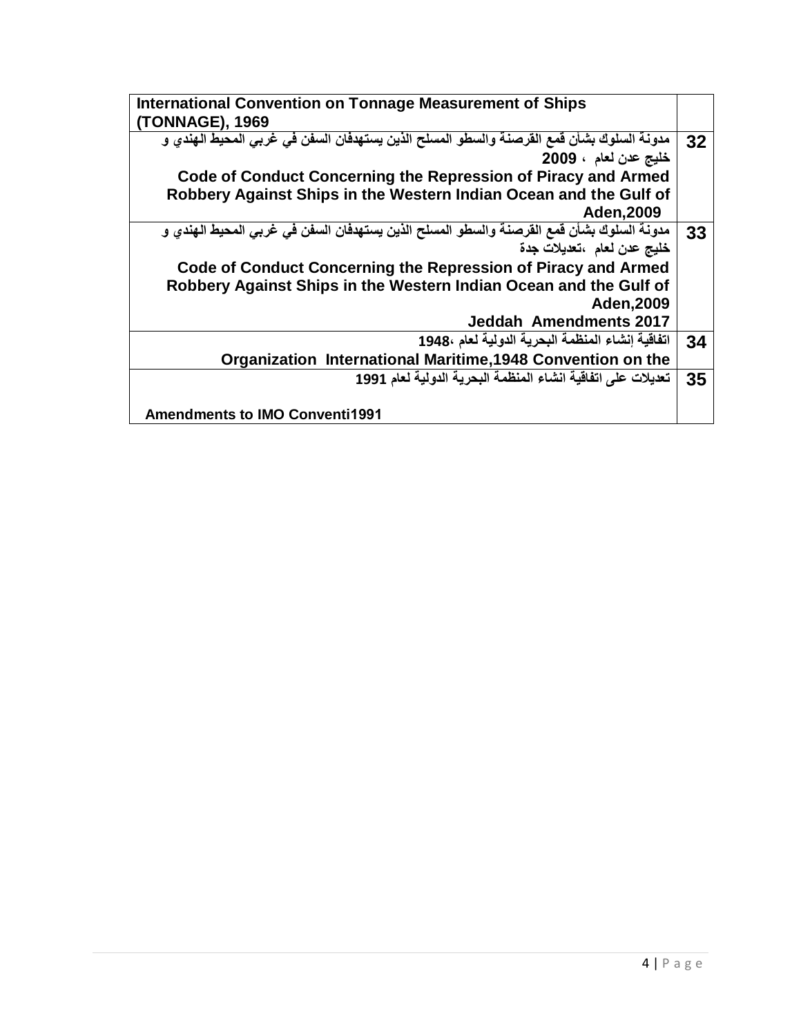| | |
|---|---|
| International Convention on Tonnage Measurement of Ships (TONNAGE), 1969 | |
| مدونة السلوك بشأن قمع القرصنة والسطو المسلح الذين يستهدفان السفن في غربي المحيط الهندي و خليج عدن لعام ، 2009<br>Code of Conduct Concerning the Repression of Piracy and Armed Robbery Against Ships in the Western Indian Ocean and the Gulf of Aden,2009 | 32 |
| مدونة السلوك بشأن قمع القرصنة والسطو المسلح الذين يستهدفان السفن في غربي المحيط الهندي و خليج عدن لعام ،تعديلات جدة<br>Code of Conduct Concerning the Repression of Piracy and Armed Robbery Against Ships in the Western Indian Ocean and the Gulf of Aden,2009<br>Jeddah Amendments 2017 | 33 |
| اتفاقية إنشاء المنظمة البحرية الدولية لعام ،1948<br>Organization International Maritime,1948 Convention on the | 34 |
| تعديلات على اتفاقية انشاء المنظمة البحرية الدولية لعام 1991<br>Amendments to IMO Conventi1991 | 35 |